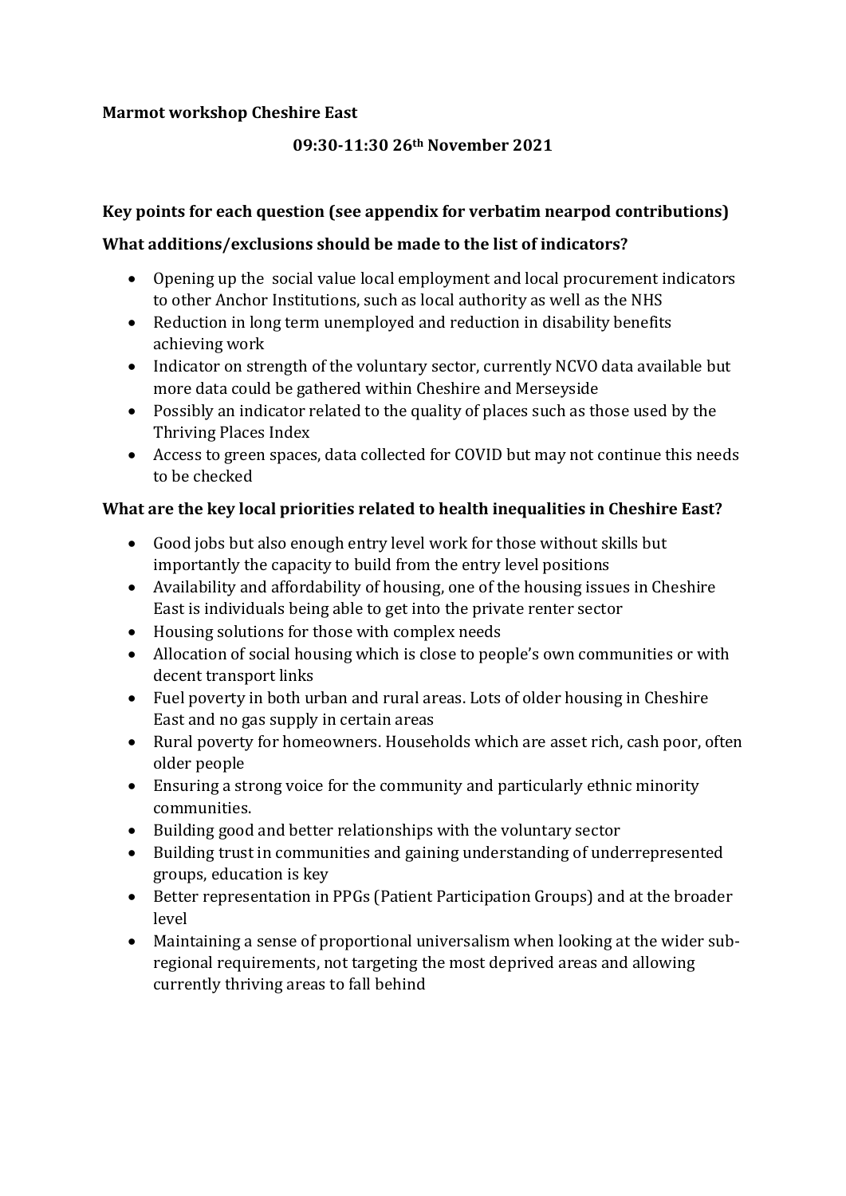**Marmot workshop Cheshire East**

**09:30-11:30 26th November 2021**

**Key points for each question (see appendix for verbatim nearpod contributions)**

**What additions/exclusions should be made to the list of indicators?**

- Opening up the social value local employment and local procurement indicators to other Anchor Institutions, such as local authority as well as the NHS
- Reduction in long term unemployed and reduction in disability benefits achieving work
- Indicator on strength of the voluntary sector, currently NCVO data available but more data could be gathered within Cheshire and Merseyside
- Possibly an indicator related to the quality of places such as those used by the Thriving Places Index
- Access to green spaces, data collected for COVID but may not continue this needs to be checked

**What are the key local priorities related to health inequalities in Cheshire East?**

- Good jobs but also enough entry level work for those without skills but importantly the capacity to build from the entry level positions
- Availability and affordability of housing, one of the housing issues in Cheshire East is individuals being able to get into the private renter sector
- Housing solutions for those with complex needs
- Allocation of social housing which is close to people's own communities or with decent transport links
- Fuel poverty in both urban and rural areas. Lots of older housing in Cheshire East and no gas supply in certain areas
- Rural poverty for homeowners. Households which are asset rich, cash poor, often older people
- Ensuring a strong voice for the community and particularly ethnic minority communities.
- Building good and better relationships with the voluntary sector
- Building trust in communities and gaining understanding of underrepresented groups, education is key
- Better representation in PPGs (Patient Participation Groups) and at the broader level
- Maintaining a sense of proportional universalism when looking at the wider sub-regional requirements, not targeting the most deprived areas and allowing currently thriving areas to fall behind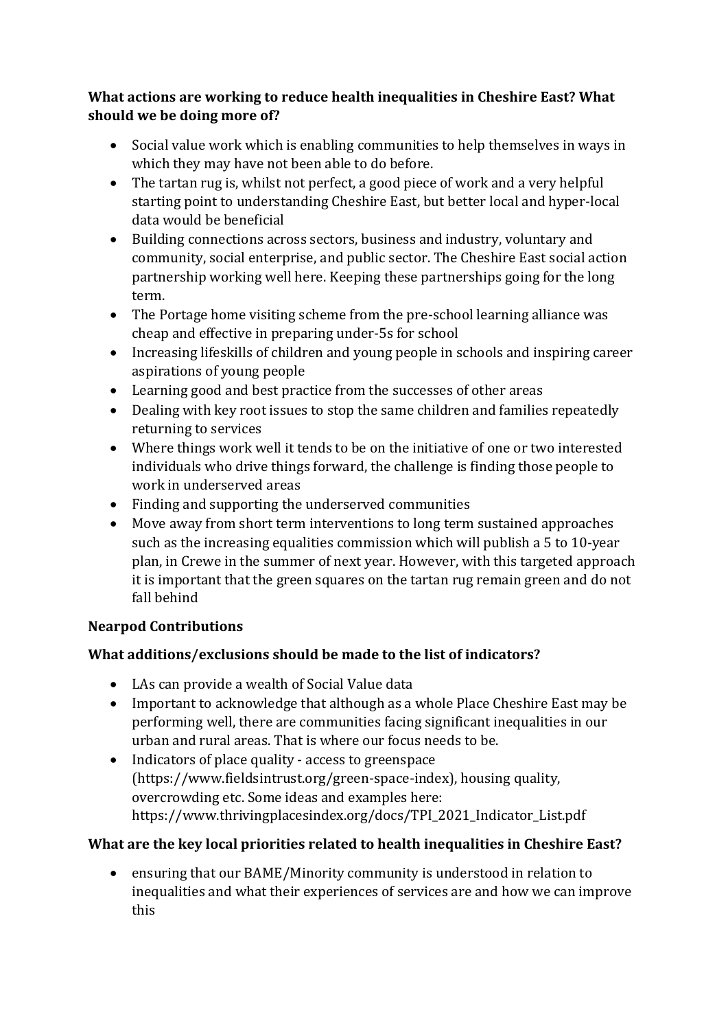**What actions are working to reduce health inequalities in Cheshire East? What should we be doing more of?**

- Social value work which is enabling communities to help themselves in ways in which they may have not been able to do before.
- The tartan rug is, whilst not perfect, a good piece of work and a very helpful starting point to understanding Cheshire East, but better local and hyper-local data would be beneficial
- Building connections across sectors, business and industry, voluntary and community, social enterprise, and public sector. The Cheshire East social action partnership working well here. Keeping these partnerships going for the long term.
- The Portage home visiting scheme from the pre-school learning alliance was cheap and effective in preparing under-5s for school
- Increasing lifeskills of children and young people in schools and inspiring career aspirations of young people
- Learning good and best practice from the successes of other areas
- Dealing with key root issues to stop the same children and families repeatedly returning to services
- Where things work well it tends to be on the initiative of one or two interested individuals who drive things forward, the challenge is finding those people to work in underserved areas
- Finding and supporting the underserved communities
- Move away from short term interventions to long term sustained approaches such as the increasing equalities commission which will publish a 5 to 10-year plan, in Crewe in the summer of next year. However, with this targeted approach it is important that the green squares on the tartan rug remain green and do not fall behind

**Nearpod Contributions**

**What additions/exclusions should be made to the list of indicators?**

- LAs can provide a wealth of Social Value data
- Important to acknowledge that although as a whole Place Cheshire East may be performing well, there are communities facing significant inequalities in our urban and rural areas. That is where our focus needs to be.
- Indicators of place quality - access to greenspace (https://www.fieldsintrust.org/green-space-index), housing quality, overcrowding etc. Some ideas and examples here: https://www.thrivingplacesindex.org/docs/TPI_2021_Indicator_List.pdf

**What are the key local priorities related to health inequalities in Cheshire East?**

- ensuring that our BAME/Minority community is understood in relation to inequalities and what their experiences of services are and how we can improve this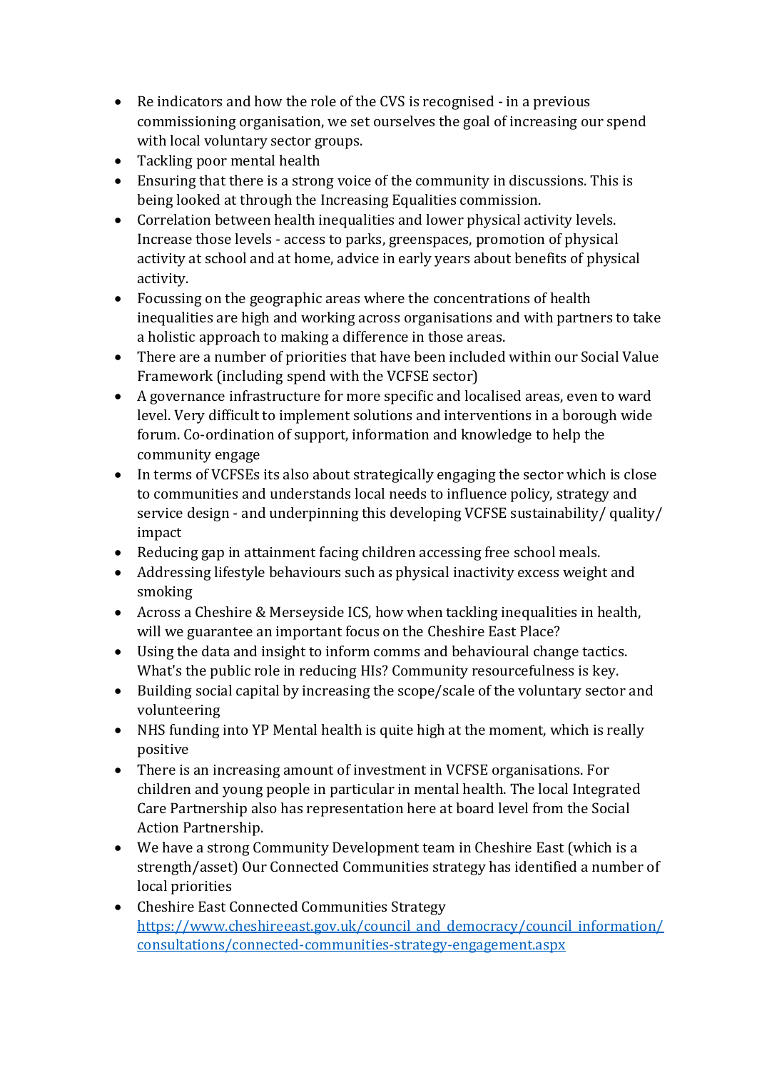- Re indicators and how the role of the CVS is recognised - in a previous commissioning organisation, we set ourselves the goal of increasing our spend with local voluntary sector groups.
- Tackling poor mental health
- Ensuring that there is a strong voice of the community in discussions. This is being looked at through the Increasing Equalities commission.
- Correlation between health inequalities and lower physical activity levels. Increase those levels - access to parks, greenspaces, promotion of physical activity at school and at home, advice in early years about benefits of physical activity.
- Focussing on the geographic areas where the concentrations of health inequalities are high and working across organisations and with partners to take a holistic approach to making a difference in those areas.
- There are a number of priorities that have been included within our Social Value Framework (including spend with the VCFSE sector)
- A governance infrastructure for more specific and localised areas, even to ward level. Very difficult to implement solutions and interventions in a borough wide forum. Co-ordination of support, information and knowledge to help the community engage
- In terms of VCFSEs its also about strategically engaging the sector which is close to communities and understands local needs to influence policy, strategy and service design - and underpinning this developing VCFSE sustainability/ quality/ impact
- Reducing gap in attainment facing children accessing free school meals.
- Addressing lifestyle behaviours such as physical inactivity excess weight and smoking
- Across a Cheshire & Merseyside ICS, how when tackling inequalities in health, will we guarantee an important focus on the Cheshire East Place?
- Using the data and insight to inform comms and behavioural change tactics. What's the public role in reducing HIs? Community resourcefulness is key.
- Building social capital by increasing the scope/scale of the voluntary sector and volunteering
- NHS funding into YP Mental health is quite high at the moment, which is really positive
- There is an increasing amount of investment in VCFSE organisations. For children and young people in particular in mental health. The local Integrated Care Partnership also has representation here at board level from the Social Action Partnership.
- We have a strong Community Development team in Cheshire East (which is a strength/asset) Our Connected Communities strategy has identified a number of local priorities
- Cheshire East Connected Communities Strategy [https://www.cheshireeast.gov.uk/council_and_democracy/council_information/consultations/connected-communities-strategy-engagement.aspx](https://www.cheshireeast.gov.uk/council_and_democracy/council_information/consultations/connected-communities-strategy-engagement.aspx)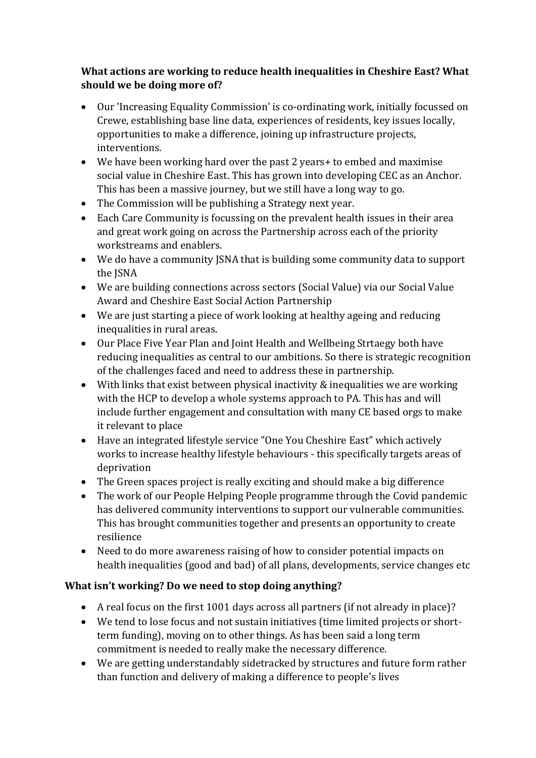**What actions are working to reduce health inequalities in Cheshire East? What should we be doing more of?**

- Our 'Increasing Equality Commission' is co-ordinating work, initially focussed on Crewe, establishing base line data, experiences of residents, key issues locally, opportunities to make a difference, joining up infrastructure projects, interventions.
- We have been working hard over the past 2 years+ to embed and maximise social value in Cheshire East. This has grown into developing CEC as an Anchor. This has been a massive journey, but we still have a long way to go.
- The Commission will be publishing a Strategy next year.
- Each Care Community is focussing on the prevalent health issues in their area and great work going on across the Partnership across each of the priority workstreams and enablers.
- We do have a community JSNA that is building some community data to support the JSNA
- We are building connections across sectors (Social Value) via our Social Value Award and Cheshire East Social Action Partnership
- We are just starting a piece of work looking at healthy ageing and reducing inequalities in rural areas.
- Our Place Five Year Plan and Joint Health and Wellbeing Strtaegy both have reducing inequalities as central to our ambitions. So there is strategic recognition of the challenges faced and need to address these in partnership.
- With links that exist between physical inactivity & inequalities we are working with the HCP to develop a whole systems approach to PA. This has and will include further engagement and consultation with many CE based orgs to make it relevant to place
- Have an integrated lifestyle service "One You Cheshire East" which actively works to increase healthy lifestyle behaviours - this specifically targets areas of deprivation
- The Green spaces project is really exciting and should make a big difference
- The work of our People Helping People programme through the Covid pandemic has delivered community interventions to support our vulnerable communities. This has brought communities together and presents an opportunity to create resilience
- Need to do more awareness raising of how to consider potential impacts on health inequalities (good and bad) of all plans, developments, service changes etc

**What isn't working? Do we need to stop doing anything?**

- A real focus on the first 1001 days across all partners (if not already in place)?
- We tend to lose focus and not sustain initiatives (time limited projects or short-term funding), moving on to other things. As has been said a long term commitment is needed to really make the necessary difference.
- We are getting understandably sidetracked by structures and future form rather than function and delivery of making a difference to people's lives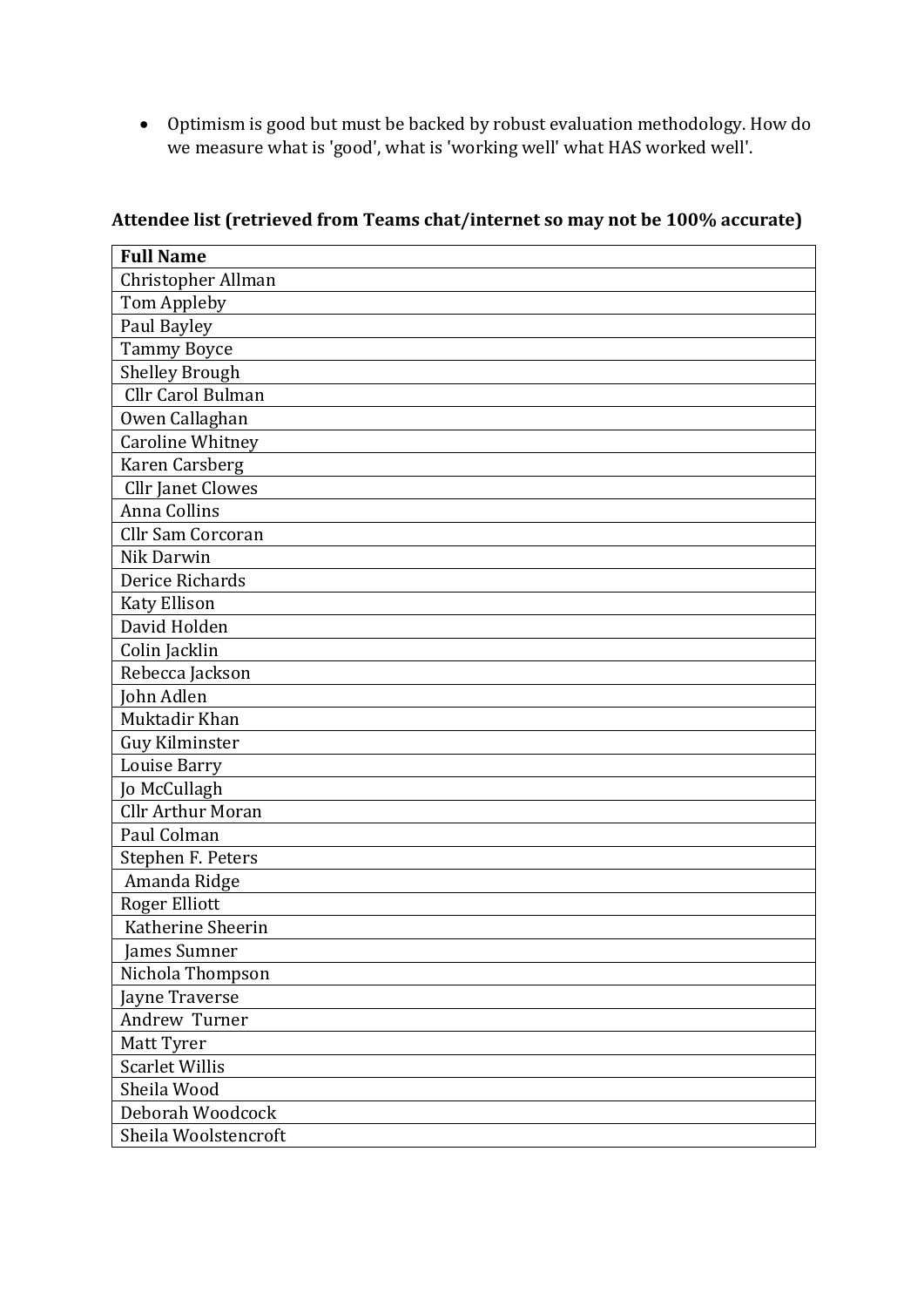- Optimism is good but must be backed by robust evaluation methodology. How do we measure what is 'good', what is 'working well' what HAS worked well'.

**Attendee list (retrieved from Teams chat/internet so may not be 100% accurate)**

| Full Name |
|---|
| Christopher Allman |
| Tom Appleby |
| Paul Bayley |
| Tammy Boyce |
| Shelley Brough |
| Cllr Carol Bulman |
| Owen Callaghan |
| Caroline Whitney |
| Karen Carsberg |
| Cllr Janet Clowes |
| Anna Collins |
| Cllr Sam Corcoran |
| Nik Darwin |
| Derice Richards |
| Katy Ellison |
| David Holden |
| Colin Jacklin |
| Rebecca Jackson |
| John Adlen |
| Muktadir Khan |
| Guy Kilminster |
| Louise Barry |
| Jo McCullagh |
| Cllr Arthur Moran |
| Paul Colman |
| Stephen F. Peters |
| Amanda Ridge |
| Roger Elliott |
| Katherine Sheerin |
| James Sumner |
| Nichola Thompson |
| Jayne Traverse |
| Andrew Turner |
| Matt Tyrer |
| Scarlet Willis |
| Sheila Wood |
| Deborah Woodcock |
| Sheila Woolstencroft |